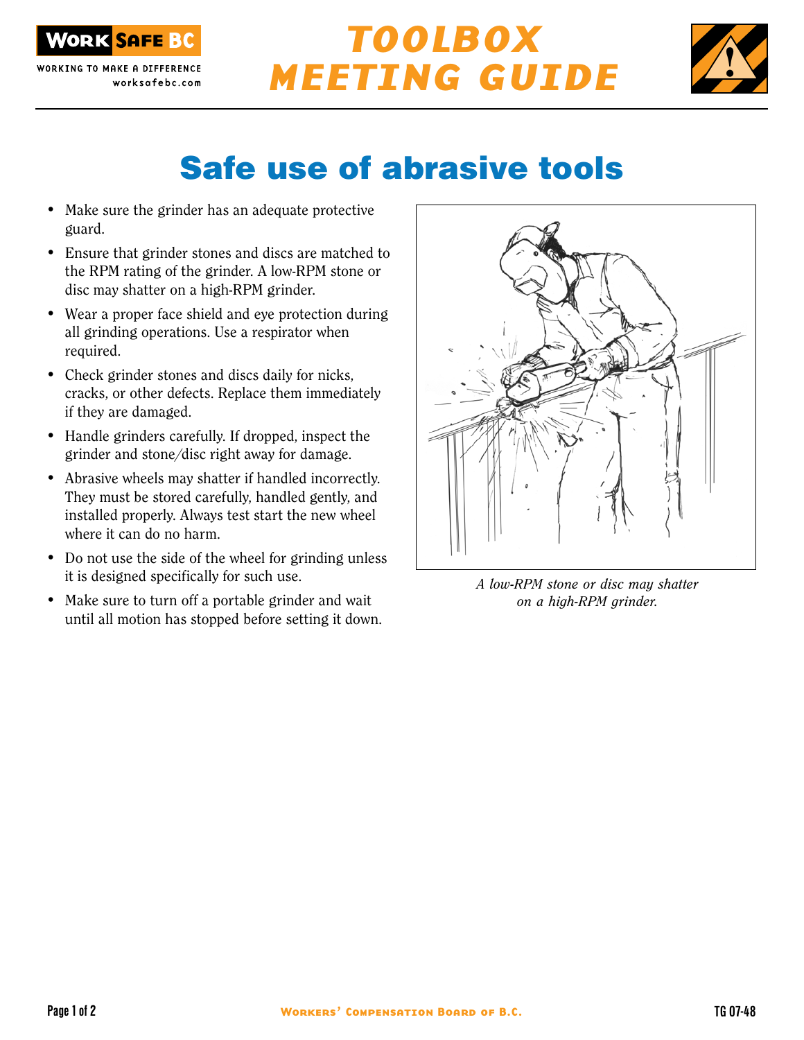# TOOLBOX MEETING GUIDE

## Safe use of abrasive tools

- Make sure the grinder has an adequate protective guard.
- Ensure that grinder stones and discs are matched to the RPM rating of the grinder. A low-RPM stone or disc may shatter on a high-RPM grinder.
- Wear a proper face shield and eye protection during all grinding operations. Use a respirator when required.
- Check grinder stones and discs daily for nicks, cracks, or other defects. Replace them immediately if they are damaged.
- Handle grinders carefully. If dropped, inspect the grinder and stone/disc right away for damage.
- Abrasive wheels may shatter if handled incorrectly. They must be stored carefully, handled gently, and installed properly. Always test start the new wheel where it can do no harm.
- Do not use the side of the wheel for grinding unless it is designed specifically for such use.
- Make sure to turn off a portable grinder and wait until all motion has stopped before setting it down.

*A low-RPM stone or disc may shatter on a high-RPM grinder.*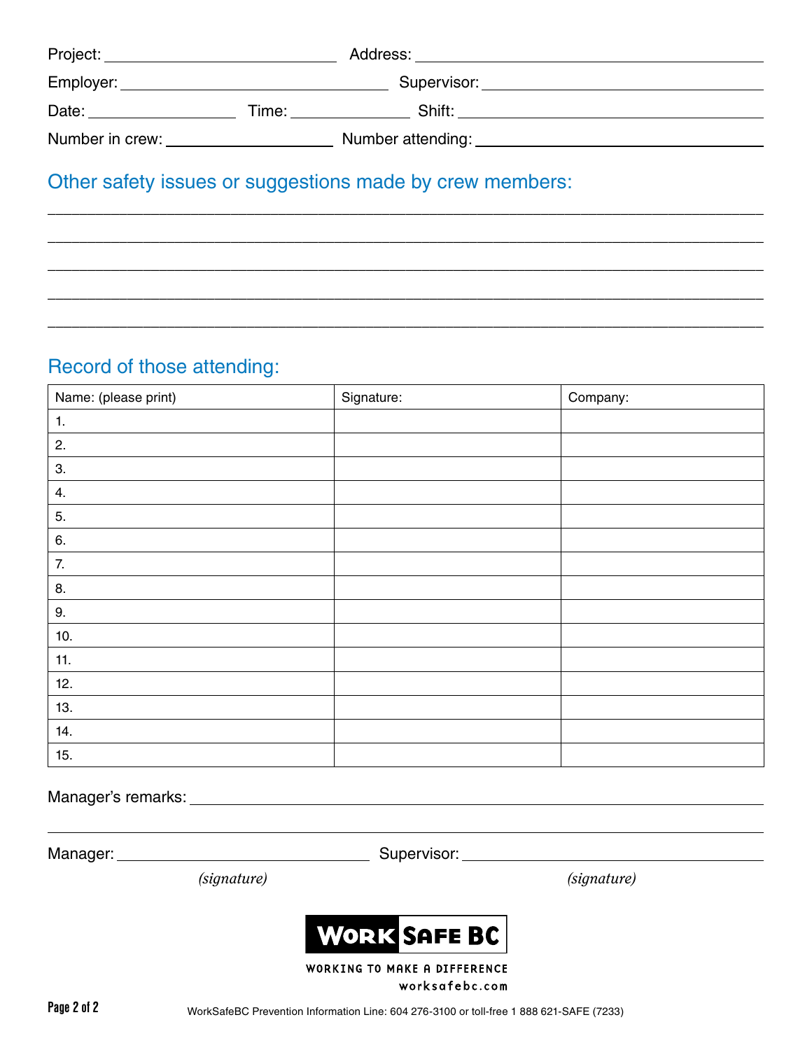Project: ______________________ Address: ______________________

Employer: ______________________ Supervisor: ______________________

Date: ______________ Time: ______________ Shift: ______________________

Number in crew: ______________ Number attending: ______________

## Other safety issues or suggestions made by crew members:

_______________________________________________________________________________

_______________________________________________________________________________

_______________________________________________________________________________

_______________________________________________________________________________

_______________________________________________________________________________

## Record of those attending:

| Name: (please print) | Signature: | Company: |
|---|---|---|
| 1. | | |
| 2. | | |
| 3. | | |
| 4. | | |
| 5. | | |
| 6. | | |
| 7. | | |
| 8. | | |
| 9. | | |
| 10. | | |
| 11. | | |
| 12. | | |
| 13. | | |
| 14. | | |
| 15. | | |

Manager's remarks: _______________________________________________________________

_______________________________________________________________________________

Manager: ______________________ Supervisor: ______________________

*(signature)* *(signature)*

WORK SAFE BC

WORKING TO MAKE A DIFFERENCE

worksafebc.com

WorkSafeBC Prevention Information Line: 604 276-3100 or toll-free 1 888 621-SAFE (7233)